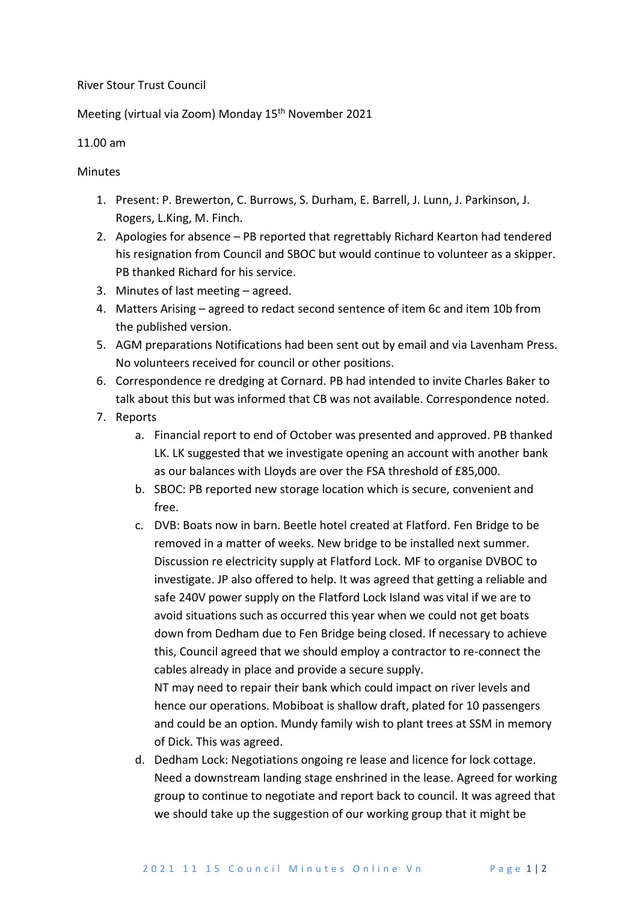River Stour Trust Council

Meeting (virtual via Zoom) Monday 15th November 2021

11.00 am

Minutes

1. Present: P. Brewerton, C. Burrows, S. Durham, E. Barrell, J. Lunn, J. Parkinson, J. Rogers, L.King, M. Finch.
2. Apologies for absence – PB reported that regrettably Richard Kearton had tendered his resignation from Council and SBOC but would continue to volunteer as a skipper. PB thanked Richard for his service.
3. Minutes of last meeting – agreed.
4. Matters Arising – agreed to redact second sentence of item 6c and item 10b from the published version.
5. AGM preparations Notifications had been sent out by email and via Lavenham Press. No volunteers received for council or other positions.
6. Correspondence re dredging at Cornard. PB had intended to invite Charles Baker to talk about this but was informed that CB was not available. Correspondence noted.
7. Reports
   a. Financial report to end of October was presented and approved. PB thanked LK. LK suggested that we investigate opening an account with another bank as our balances with Lloyds are over the FSA threshold of £85,000.
   b. SBOC: PB reported new storage location which is secure, convenient and free.
   c. DVB: Boats now in barn. Beetle hotel created at Flatford. Fen Bridge to be removed in a matter of weeks. New bridge to be installed next summer. Discussion re electricity supply at Flatford Lock. MF to organise DVBOC to investigate. JP also offered to help. It was agreed that getting a reliable and safe 240V power supply on the Flatford Lock Island was vital if we are to avoid situations such as occurred this year when we could not get boats down from Dedham due to Fen Bridge being closed. If necessary to achieve this, Council agreed that we should employ a contractor to re-connect the cables already in place and provide a secure supply.
      NT may need to repair their bank which could impact on river levels and hence our operations. Mobiboat is shallow draft, plated for 10 passengers and could be an option. Mundy family wish to plant trees at SSM in memory of Dick. This was agreed.
   d. Dedham Lock: Negotiations ongoing re lease and licence for lock cottage. Need a downstream landing stage enshrined in the lease. Agreed for working group to continue to negotiate and report back to council. It was agreed that we should take up the suggestion of our working group that it might be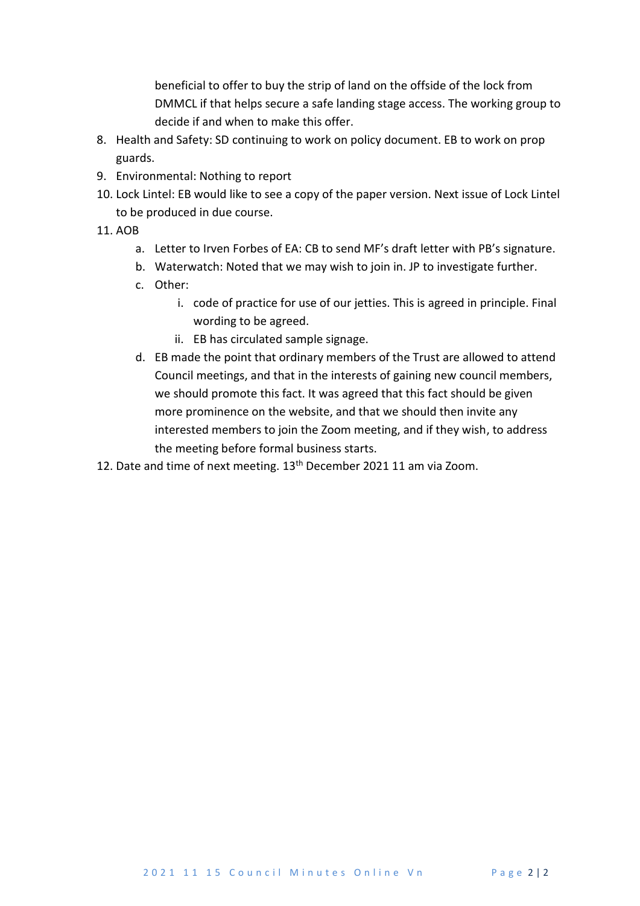beneficial to offer to buy the strip of land on the offside of the lock from DMMCL if that helps secure a safe landing stage access. The working group to decide if and when to make this offer.

8. Health and Safety: SD continuing to work on policy document. EB to work on prop guards.
9. Environmental: Nothing to report
10. Lock Lintel: EB would like to see a copy of the paper version. Next issue of Lock Lintel to be produced in due course.
11. AOB
    a. Letter to Irven Forbes of EA: CB to send MF's draft letter with PB's signature.
    b. Waterwatch: Noted that we may wish to join in. JP to investigate further.
    c. Other:
        i. code of practice for use of our jetties. This is agreed in principle. Final wording to be agreed.
        ii. EB has circulated sample signage.
    d. EB made the point that ordinary members of the Trust are allowed to attend Council meetings, and that in the interests of gaining new council members, we should promote this fact. It was agreed that this fact should be given more prominence on the website, and that we should then invite any interested members to join the Zoom meeting, and if they wish, to address the meeting before formal business starts.
12. Date and time of next meeting. 13th December 2021 11 am via Zoom.